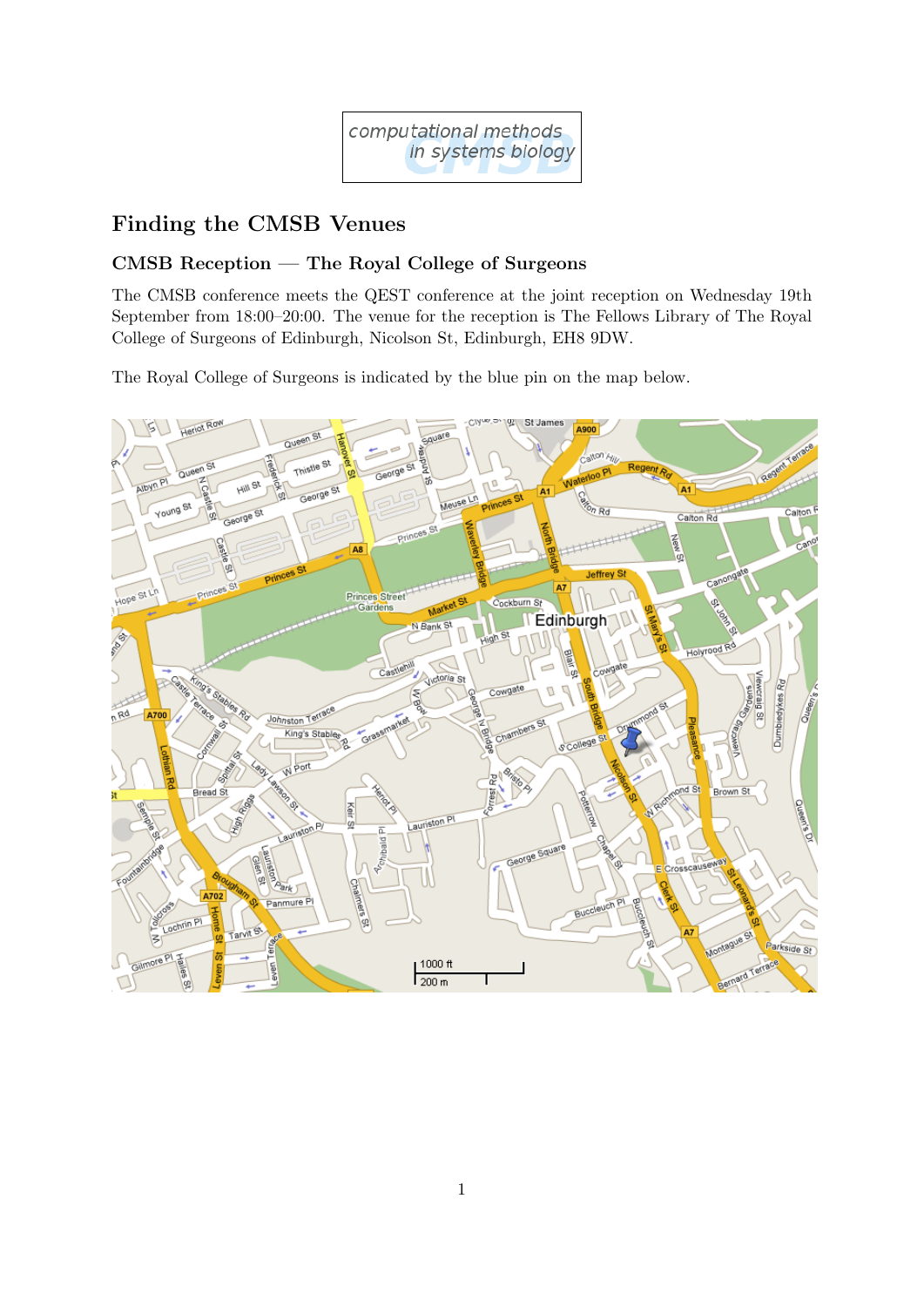computational methods
in systems biology

# Finding the CMSB Venues

## CMSB Reception — The Royal College of Surgeons

The CMSB conference meets the QEST conference at the joint reception on Wednesday 19th September from 18:00–20:00. The venue for the reception is The Fellows Library of The Royal College of Surgeons of Edinburgh, Nicolson St, Edinburgh, EH8 9DW.

The Royal College of Surgeons is indicated by the blue pin on the map below.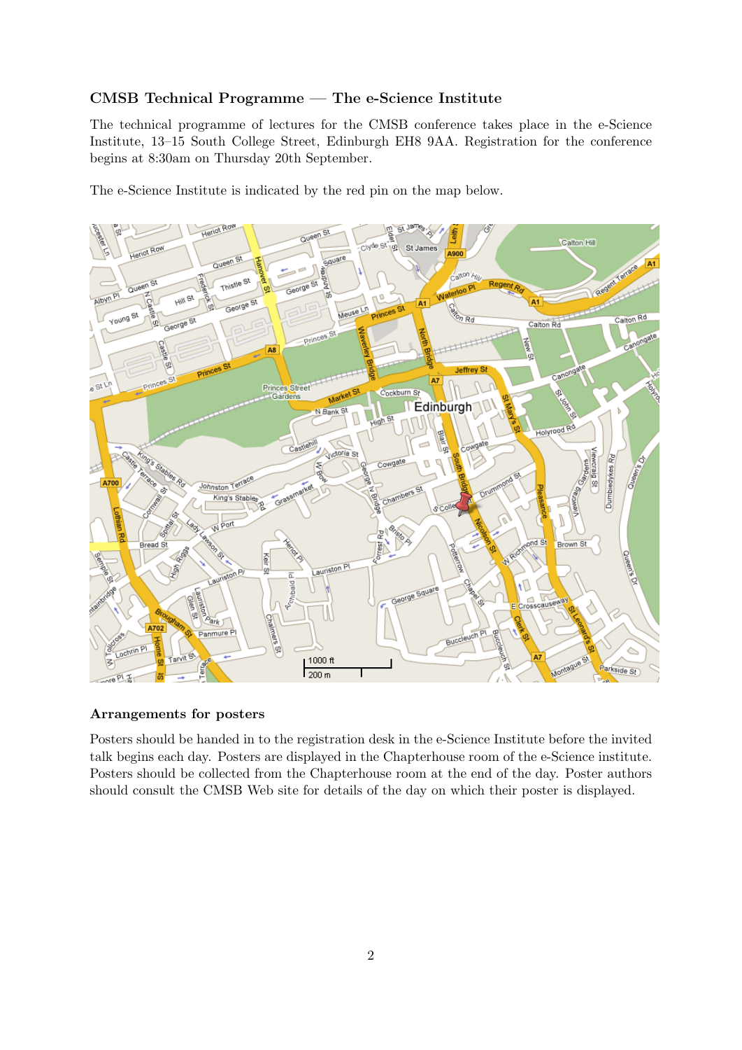### CMSB Technical Programme — The e-Science Institute

The technical programme of lectures for the CMSB conference takes place in the e-Science Institute, 13–15 South College Street, Edinburgh EH8 9AA. Registration for the conference begins at 8:30am on Thursday 20th September.

The e-Science Institute is indicated by the red pin on the map below.

### Arrangements for posters

Posters should be handed in to the registration desk in the e-Science Institute before the invited talk begins each day. Posters are displayed in the Chapterhouse room of the e-Science institute. Posters should be collected from the Chapterhouse room at the end of the day. Poster authors should consult the CMSB Web site for details of the day on which their poster is displayed.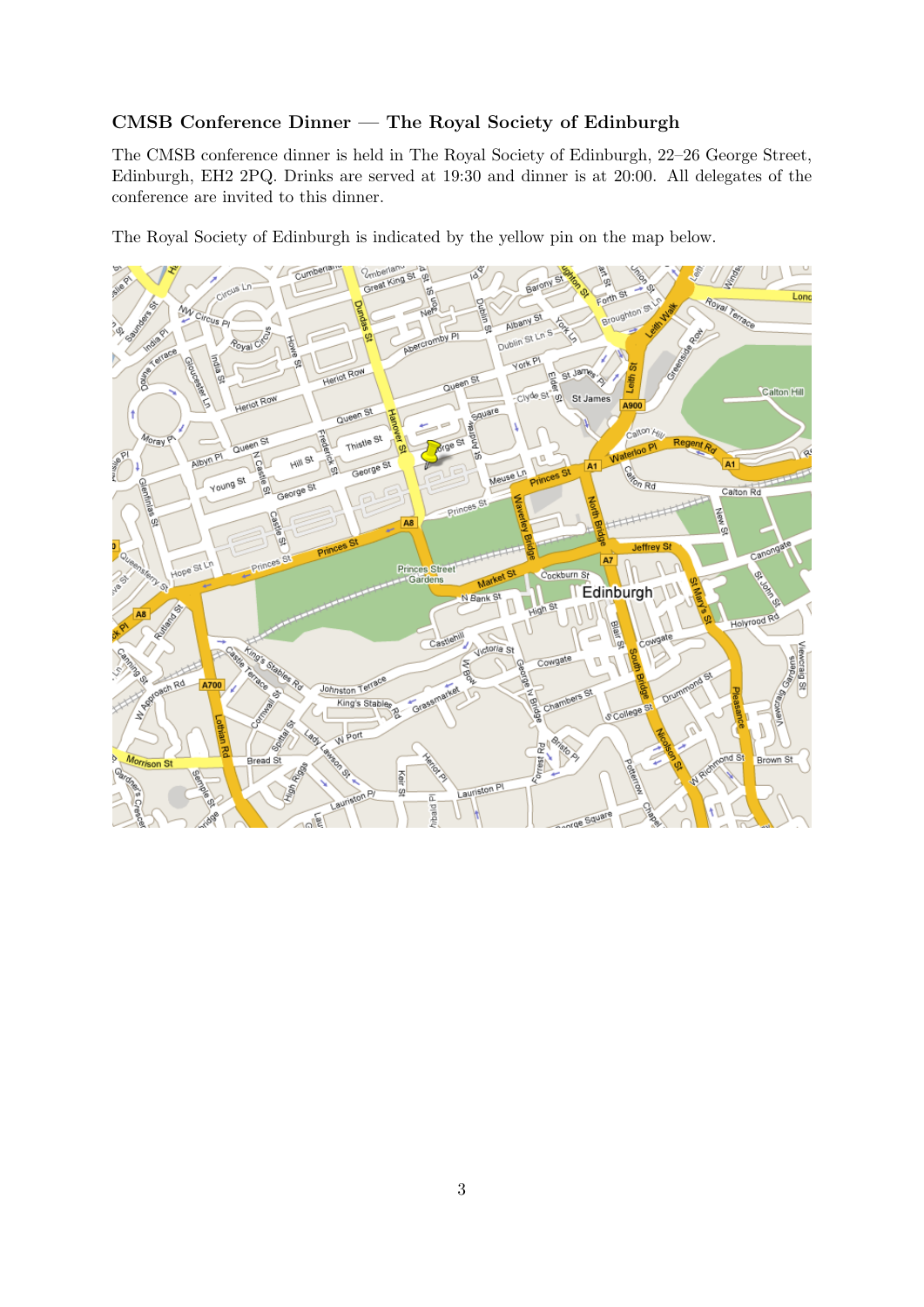### CMSB Conference Dinner — The Royal Society of Edinburgh

The CMSB conference dinner is held in The Royal Society of Edinburgh, 22–26 George Street, Edinburgh, EH2 2PQ. Drinks are served at 19:30 and dinner is at 20:00. All delegates of the conference are invited to this dinner.

The Royal Society of Edinburgh is indicated by the yellow pin on the map below.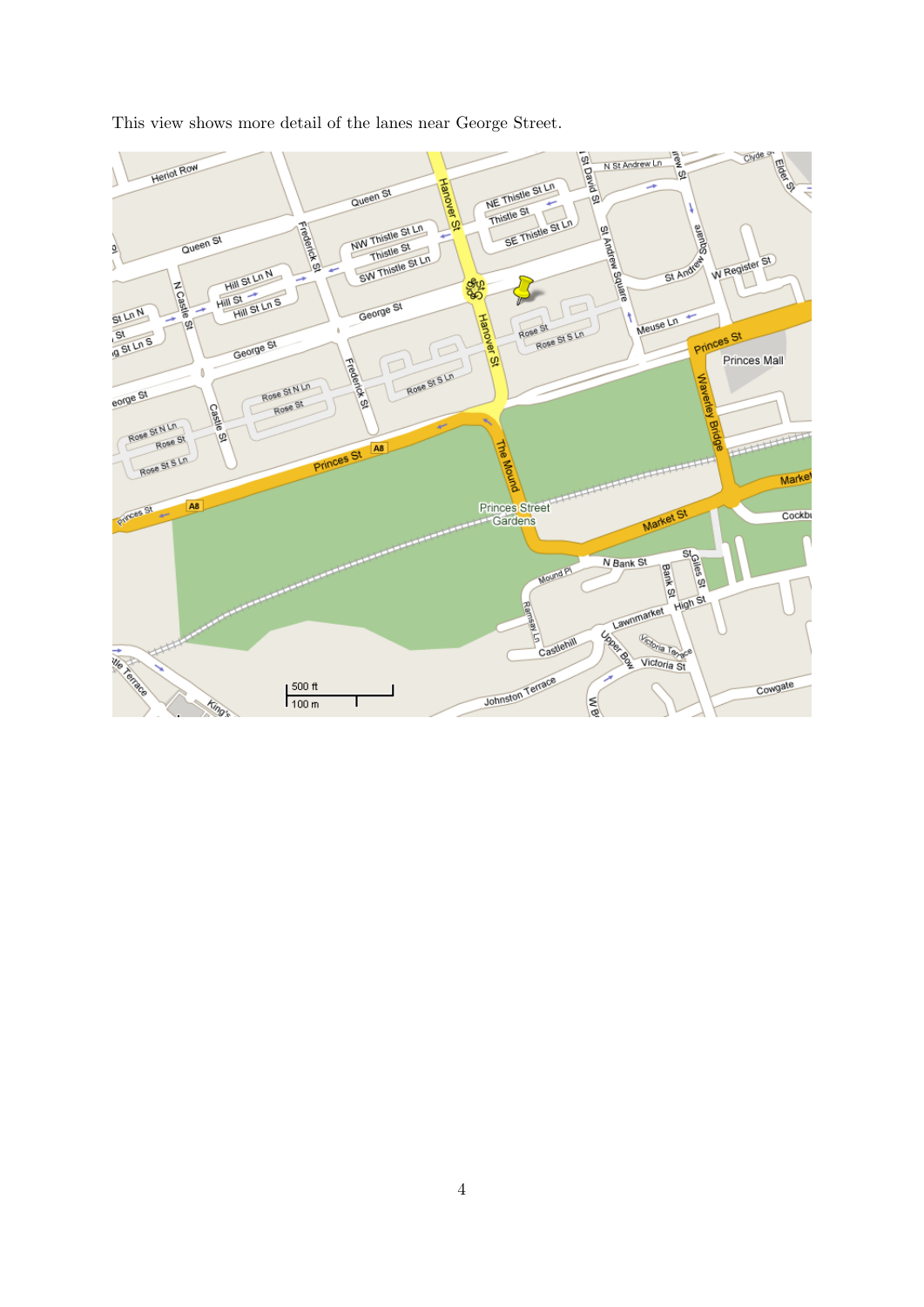This view shows more detail of the lanes near George Street.